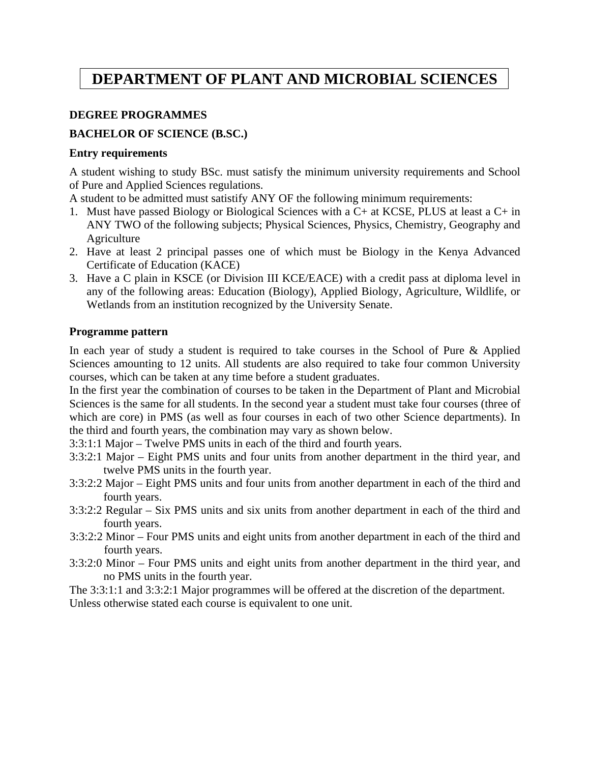# DEPARTMENT OF PLANT AND MICROBIAL SCIENCES

## DEGREE PROGRAMMES

### BACHELOR OF SCIENCE (B.SC.)

#### Entry requirements

A student wishing to study BSc. must satisfy the minimum university requirements and School of Pure and Applied Sciences regulations.
A student to be admitted must satistify ANY OF the following minimum requirements:

1. Must have passed Biology or Biological Sciences with a C+ at KCSE, PLUS at least a C+ in ANY TWO of the following subjects; Physical Sciences, Physics, Chemistry, Geography and Agriculture
2. Have at least 2 principal passes one of which must be Biology in the Kenya Advanced Certificate of Education (KACE)
3. Have a C plain in KSCE (or Division III KCE/EACE) with a credit pass at diploma level in any of the following areas: Education (Biology), Applied Biology, Agriculture, Wildlife, or Wetlands from an institution recognized by the University Senate.

#### Programme pattern

In each year of study a student is required to take courses in the School of Pure & Applied Sciences amounting to 12 units. All students are also required to take four common University courses, which can be taken at any time before a student graduates.
In the first year the combination of courses to be taken in the Department of Plant and Microbial Sciences is the same for all students. In the second year a student must take four courses (three of which are core) in PMS (as well as four courses in each of two other Science departments). In the third and fourth years, the combination may vary as shown below.

3:3:1:1 Major – Twelve PMS units in each of the third and fourth years.
3:3:2:1 Major – Eight PMS units and four units from another department in the third year, and twelve PMS units in the fourth year.
3:3:2:2 Major – Eight PMS units and four units from another department in each of the third and fourth years.
3:3:2:2 Regular – Six PMS units and six units from another department in each of the third and fourth years.
3:3:2:2 Minor – Four PMS units and eight units from another department in each of the third and fourth years.
3:3:2:0 Minor – Four PMS units and eight units from another department in the third year, and no PMS units in the fourth year.

The 3:3:1:1 and 3:3:2:1 Major programmes will be offered at the discretion of the department.
Unless otherwise stated each course is equivalent to one unit.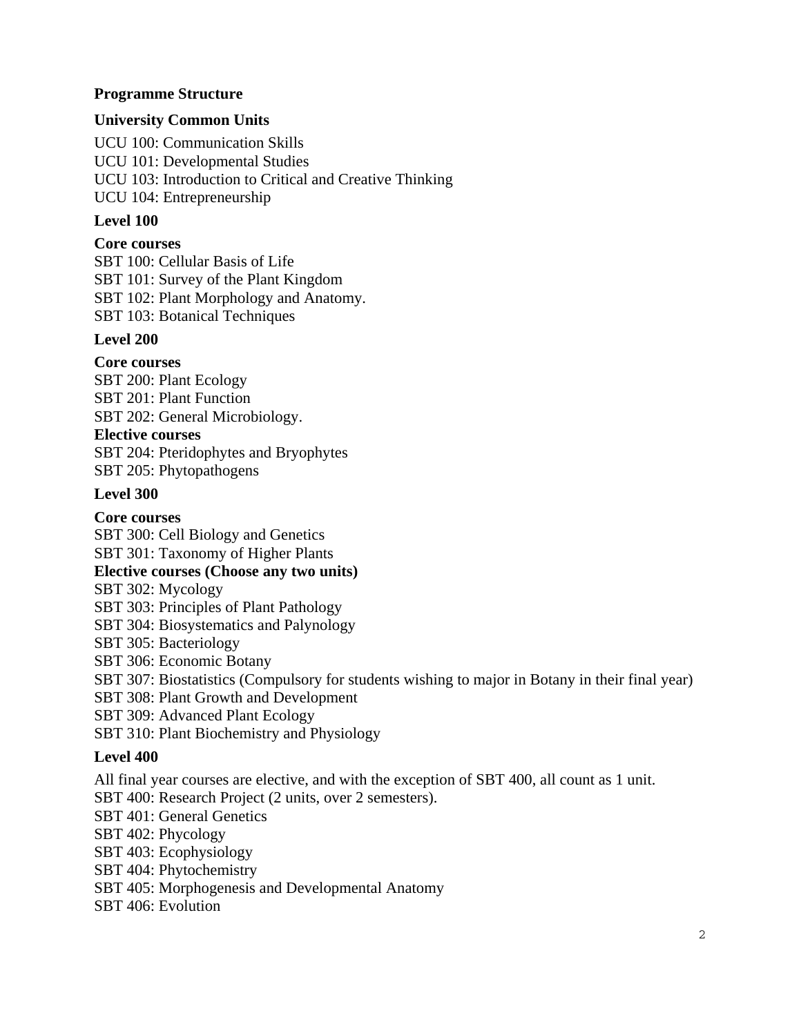**Programme Structure**

**University Common Units**

UCU 100: Communication Skills
UCU 101: Developmental Studies
UCU 103: Introduction to Critical and Creative Thinking
UCU 104: Entrepreneurship

**Level 100**

**Core courses**
SBT 100: Cellular Basis of Life
SBT 101: Survey of the Plant Kingdom
SBT 102: Plant Morphology and Anatomy.
SBT 103: Botanical Techniques

**Level 200**

**Core courses**
SBT 200: Plant Ecology
SBT 201: Plant Function
SBT 202: General Microbiology.
**Elective courses**
SBT 204: Pteridophytes and Bryophytes
SBT 205: Phytopathogens

**Level 300**

**Core courses**
SBT 300: Cell Biology and Genetics
SBT 301: Taxonomy of Higher Plants
**Elective courses (Choose any two units)**
SBT 302: Mycology
SBT 303: Principles of Plant Pathology
SBT 304: Biosystematics and Palynology
SBT 305: Bacteriology
SBT 306: Economic Botany
SBT 307: Biostatistics (Compulsory for students wishing to major in Botany in their final year)
SBT 308: Plant Growth and Development
SBT 309: Advanced Plant Ecology
SBT 310: Plant Biochemistry and Physiology

**Level 400**

All final year courses are elective, and with the exception of SBT 400, all count as 1 unit.
SBT 400: Research Project (2 units, over 2 semesters).
SBT 401: General Genetics
SBT 402: Phycology
SBT 403: Ecophysiology
SBT 404: Phytochemistry
SBT 405: Morphogenesis and Developmental Anatomy
SBT 406: Evolution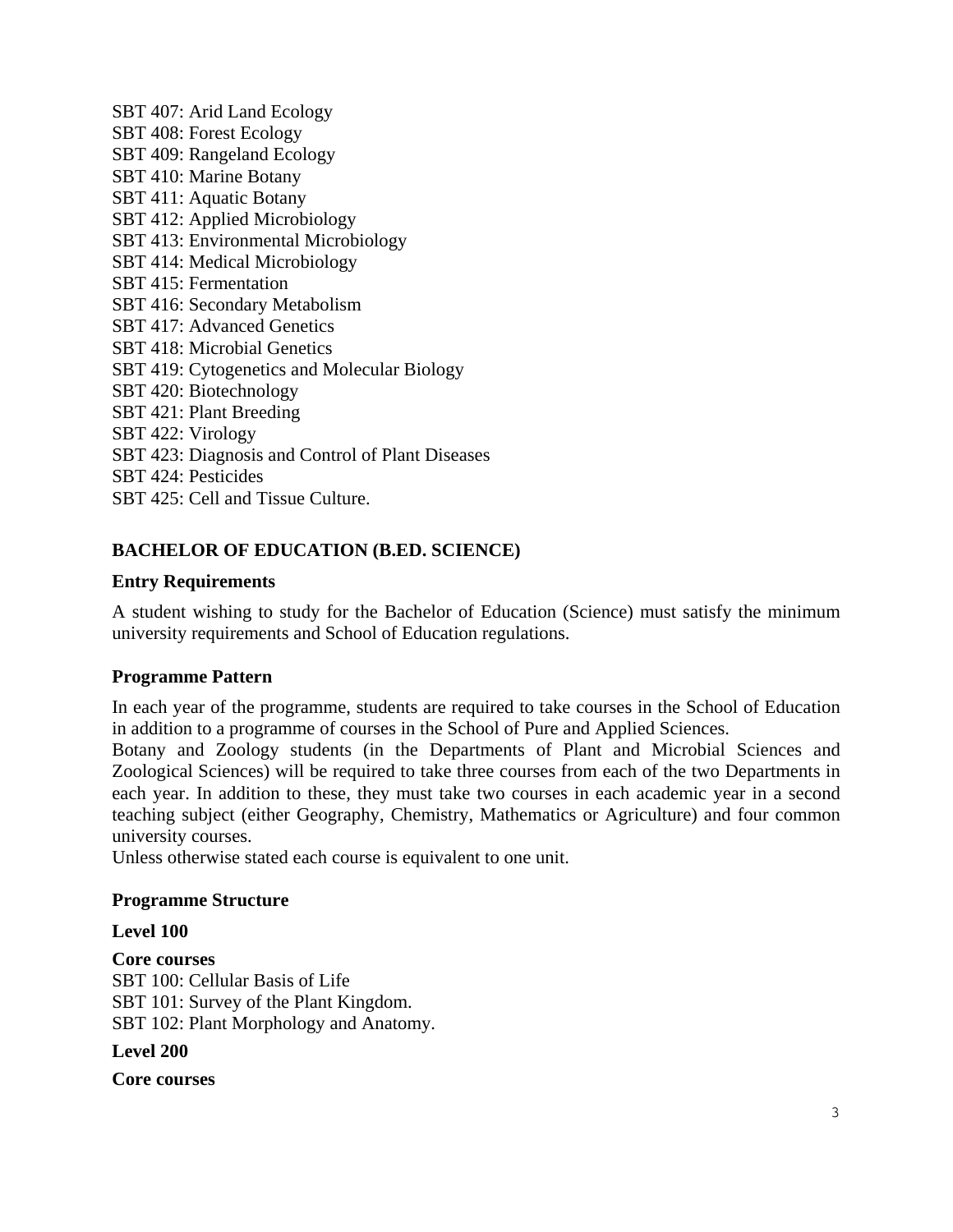SBT 407: Arid Land Ecology
SBT 408: Forest Ecology
SBT 409: Rangeland Ecology
SBT 410: Marine Botany
SBT 411: Aquatic Botany
SBT 412: Applied Microbiology
SBT 413: Environmental Microbiology
SBT 414: Medical Microbiology
SBT 415: Fermentation
SBT 416: Secondary Metabolism
SBT 417: Advanced Genetics
SBT 418: Microbial Genetics
SBT 419: Cytogenetics and Molecular Biology
SBT 420: Biotechnology
SBT 421: Plant Breeding
SBT 422: Virology
SBT 423: Diagnosis and Control of Plant Diseases
SBT 424: Pesticides
SBT 425: Cell and Tissue Culture.

## BACHELOR OF EDUCATION (B.ED. SCIENCE)

### Entry Requirements

A student wishing to study for the Bachelor of Education (Science) must satisfy the minimum university requirements and School of Education regulations.

### Programme Pattern

In each year of the programme, students are required to take courses in the School of Education in addition to a programme of courses in the School of Pure and Applied Sciences.
Botany and Zoology students (in the Departments of Plant and Microbial Sciences and Zoological Sciences) will be required to take three courses from each of the two Departments in each year. In addition to these, they must take two courses in each academic year in a second teaching subject (either Geography, Chemistry, Mathematics or Agriculture) and four common university courses.
Unless otherwise stated each course is equivalent to one unit.

### Programme Structure

**Level 100**

**Core courses**
SBT 100: Cellular Basis of Life
SBT 101: Survey of the Plant Kingdom.
SBT 102: Plant Morphology and Anatomy.

**Level 200**

**Core courses**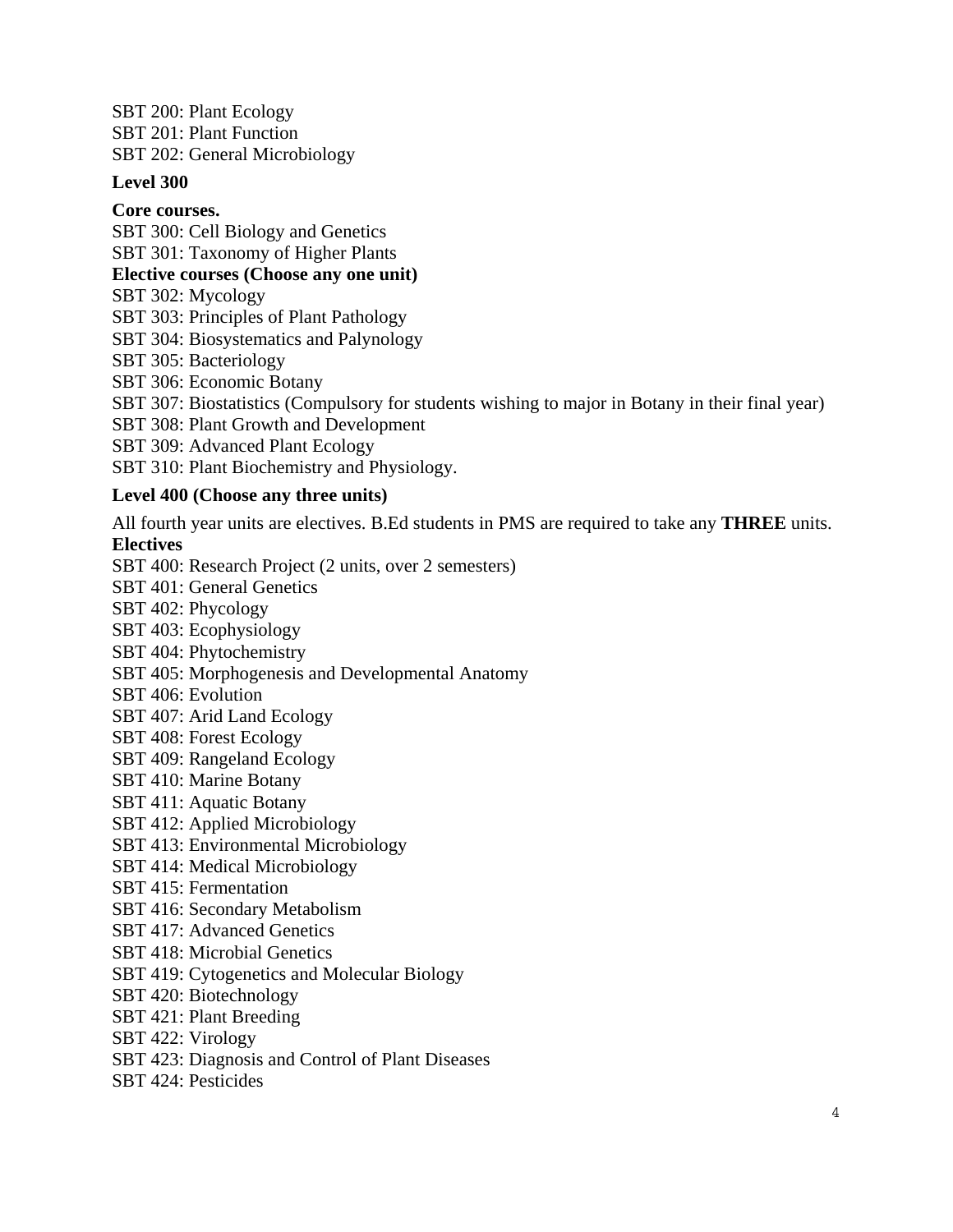SBT 200: Plant Ecology
SBT 201: Plant Function
SBT 202: General Microbiology

**Level 300**

**Core courses.**

SBT 300: Cell Biology and Genetics
SBT 301: Taxonomy of Higher Plants

**Elective courses (Choose any one unit)**

SBT 302: Mycology
SBT 303: Principles of Plant Pathology
SBT 304: Biosystematics and Palynology
SBT 305: Bacteriology
SBT 306: Economic Botany
SBT 307: Biostatistics (Compulsory for students wishing to major in Botany in their final year)
SBT 308: Plant Growth and Development
SBT 309: Advanced Plant Ecology
SBT 310: Plant Biochemistry and Physiology.

**Level 400 (Choose any three units)**

All fourth year units are electives. B.Ed students in PMS are required to take any **THREE** units.

**Electives**

SBT 400: Research Project (2 units, over 2 semesters)
SBT 401: General Genetics
SBT 402: Phycology
SBT 403: Ecophysiology
SBT 404: Phytochemistry
SBT 405: Morphogenesis and Developmental Anatomy
SBT 406: Evolution
SBT 407: Arid Land Ecology
SBT 408: Forest Ecology
SBT 409: Rangeland Ecology
SBT 410: Marine Botany
SBT 411: Aquatic Botany
SBT 412: Applied Microbiology
SBT 413: Environmental Microbiology
SBT 414: Medical Microbiology
SBT 415: Fermentation
SBT 416: Secondary Metabolism
SBT 417: Advanced Genetics
SBT 418: Microbial Genetics
SBT 419: Cytogenetics and Molecular Biology
SBT 420: Biotechnology
SBT 421: Plant Breeding
SBT 422: Virology
SBT 423: Diagnosis and Control of Plant Diseases
SBT 424: Pesticides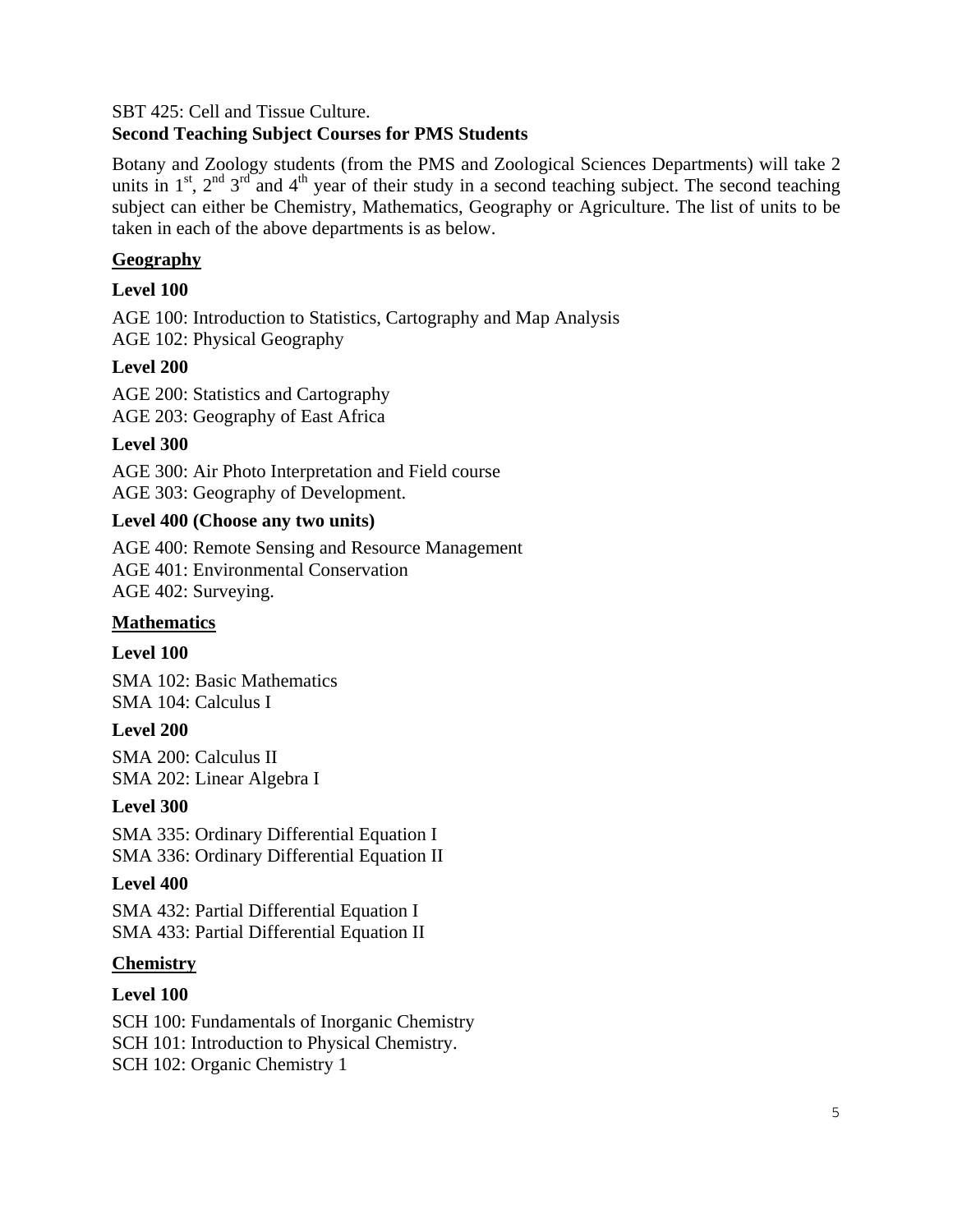SBT 425: Cell and Tissue Culture.

**Second Teaching Subject Courses for PMS Students**

Botany and Zoology students (from the PMS and Zoological Sciences Departments) will take 2 units in 1st, 2nd 3rd and 4th year of their study in a second teaching subject. The second teaching subject can either be Chemistry, Mathematics, Geography or Agriculture. The list of units to be taken in each of the above departments is as below.

**Geography**

**Level 100**

AGE 100: Introduction to Statistics, Cartography and Map Analysis
AGE 102: Physical Geography

**Level 200**

AGE 200: Statistics and Cartography
AGE 203: Geography of East Africa

**Level 300**

AGE 300: Air Photo Interpretation and Field course
AGE 303: Geography of Development.

**Level 400 (Choose any two units)**

AGE 400: Remote Sensing and Resource Management
AGE 401: Environmental Conservation
AGE 402: Surveying.

**Mathematics**

**Level 100**

SMA 102: Basic Mathematics
SMA 104: Calculus I

**Level 200**

SMA 200: Calculus II
SMA 202: Linear Algebra I

**Level 300**

SMA 335: Ordinary Differential Equation I
SMA 336: Ordinary Differential Equation II

**Level 400**

SMA 432: Partial Differential Equation I
SMA 433: Partial Differential Equation II

**Chemistry**

**Level 100**

SCH 100: Fundamentals of Inorganic Chemistry
SCH 101: Introduction to Physical Chemistry.
SCH 102: Organic Chemistry 1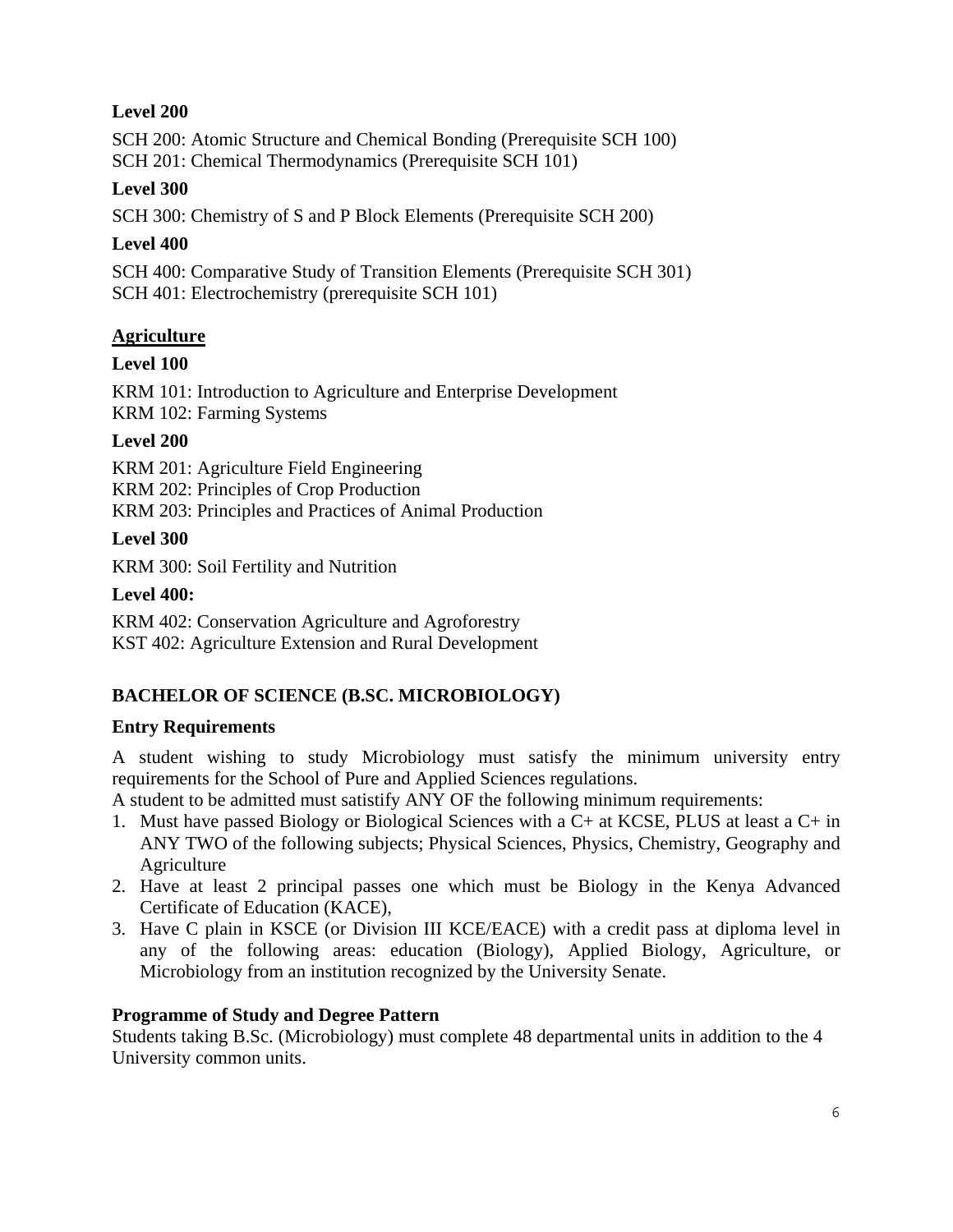**Level 200**

SCH 200: Atomic Structure and Chemical Bonding (Prerequisite SCH 100)
SCH 201: Chemical Thermodynamics (Prerequisite SCH 101)

**Level 300**

SCH 300: Chemistry of S and P Block Elements (Prerequisite SCH 200)

**Level 400**

SCH 400: Comparative Study of Transition Elements (Prerequisite SCH 301)
SCH 401: Electrochemistry (prerequisite SCH 101)

## Agriculture

**Level 100**

KRM 101: Introduction to Agriculture and Enterprise Development
KRM 102: Farming Systems

**Level 200**

KRM 201: Agriculture Field Engineering
KRM 202: Principles of Crop Production
KRM 203: Principles and Practices of Animal Production

**Level 300**

KRM 300: Soil Fertility and Nutrition

**Level 400:**

KRM 402: Conservation Agriculture and Agroforestry
KST 402: Agriculture Extension and Rural Development

## BACHELOR OF SCIENCE (B.SC. MICROBIOLOGY)

**Entry Requirements**

A student wishing to study Microbiology must satisfy the minimum university entry requirements for the School of Pure and Applied Sciences regulations.
A student to be admitted must satistify ANY OF the following minimum requirements:

1. Must have passed Biology or Biological Sciences with a C+ at KCSE, PLUS at least a C+ in ANY TWO of the following subjects; Physical Sciences, Physics, Chemistry, Geography and Agriculture
2. Have at least 2 principal passes one which must be Biology in the Kenya Advanced Certificate of Education (KACE),
3. Have C plain in KSCE (or Division III KCE/EACE) with a credit pass at diploma level in any of the following areas: education (Biology), Applied Biology, Agriculture, or Microbiology from an institution recognized by the University Senate.

**Programme of Study and Degree Pattern**

Students taking B.Sc. (Microbiology) must complete 48 departmental units in addition to the 4 University common units.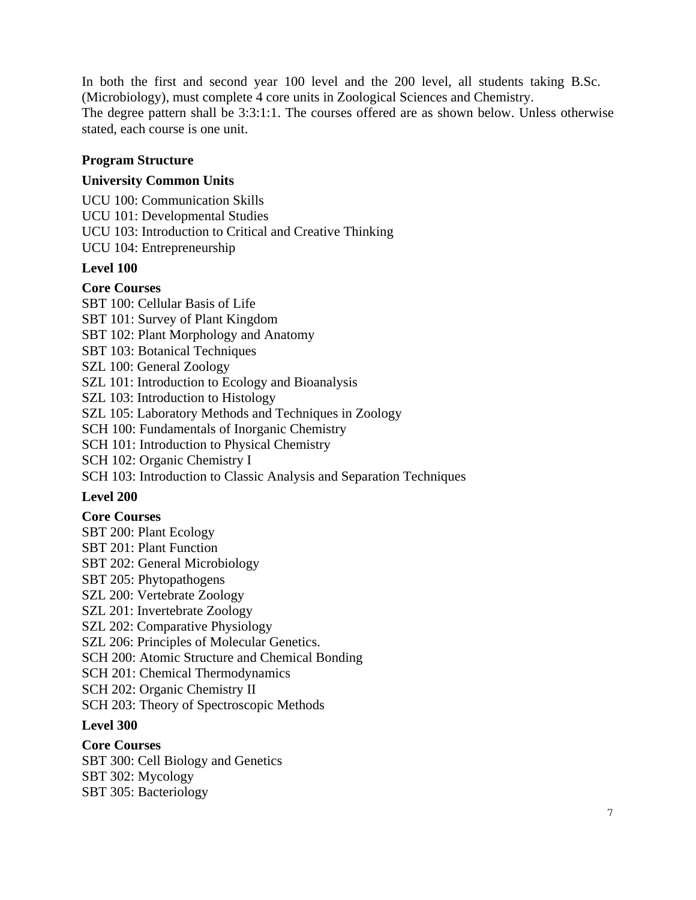In both the first and second year 100 level and the 200 level, all students taking B.Sc. (Microbiology), must complete 4 core units in Zoological Sciences and Chemistry.
The degree pattern shall be 3:3:1:1. The courses offered are as shown below. Unless otherwise stated, each course is one unit.

**Program Structure**

**University Common Units**

UCU 100: Communication Skills
UCU 101: Developmental Studies
UCU 103: Introduction to Critical and Creative Thinking
UCU 104: Entrepreneurship

**Level 100**

**Core Courses**
SBT 100: Cellular Basis of Life
SBT 101: Survey of Plant Kingdom
SBT 102: Plant Morphology and Anatomy
SBT 103: Botanical Techniques
SZL 100: General Zoology
SZL 101: Introduction to Ecology and Bioanalysis
SZL 103: Introduction to Histology
SZL 105: Laboratory Methods and Techniques in Zoology
SCH 100: Fundamentals of Inorganic Chemistry
SCH 101: Introduction to Physical Chemistry
SCH 102: Organic Chemistry I
SCH 103: Introduction to Classic Analysis and Separation Techniques

**Level 200**

**Core Courses**
SBT 200: Plant Ecology
SBT 201: Plant Function
SBT 202: General Microbiology
SBT 205: Phytopathogens
SZL 200: Vertebrate Zoology
SZL 201: Invertebrate Zoology
SZL 202: Comparative Physiology
SZL 206: Principles of Molecular Genetics.
SCH 200: Atomic Structure and Chemical Bonding
SCH 201: Chemical Thermodynamics
SCH 202: Organic Chemistry II
SCH 203: Theory of Spectroscopic Methods

**Level 300**

**Core Courses**
SBT 300: Cell Biology and Genetics
SBT 302: Mycology
SBT 305: Bacteriology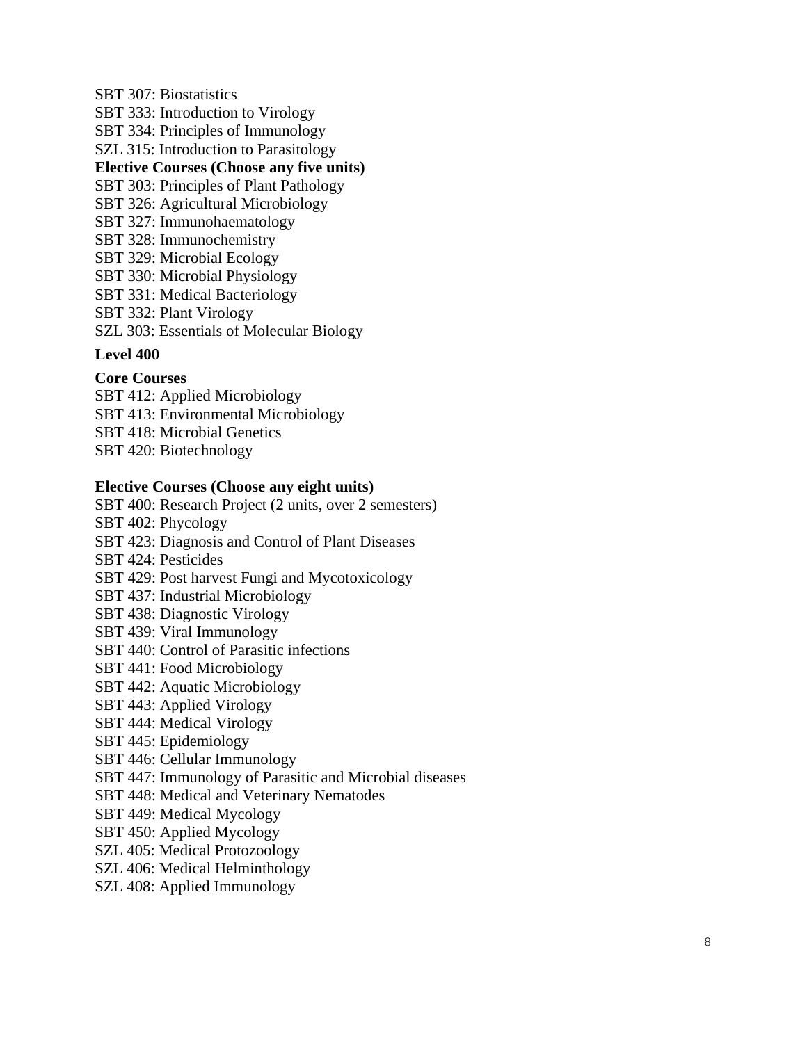SBT 307: Biostatistics
SBT 333: Introduction to Virology
SBT 334: Principles of Immunology
SZL 315: Introduction to Parasitology

**Elective Courses (Choose any five units)**

SBT 303: Principles of Plant Pathology
SBT 326: Agricultural Microbiology
SBT 327: Immunohaematology
SBT 328: Immunochemistry
SBT 329: Microbial Ecology
SBT 330: Microbial Physiology
SBT 331: Medical Bacteriology
SBT 332: Plant Virology
SZL 303: Essentials of Molecular Biology

**Level 400**

**Core Courses**

SBT 412: Applied Microbiology
SBT 413: Environmental Microbiology
SBT 418: Microbial Genetics
SBT 420: Biotechnology

**Elective Courses (Choose any eight units)**

SBT 400: Research Project (2 units, over 2 semesters)
SBT 402: Phycology
SBT 423: Diagnosis and Control of Plant Diseases
SBT 424: Pesticides
SBT 429: Post harvest Fungi and Mycotoxicology
SBT 437: Industrial Microbiology
SBT 438: Diagnostic Virology
SBT 439: Viral Immunology
SBT 440: Control of Parasitic infections
SBT 441: Food Microbiology
SBT 442: Aquatic Microbiology
SBT 443: Applied Virology
SBT 444: Medical Virology
SBT 445: Epidemiology
SBT 446: Cellular Immunology
SBT 447: Immunology of Parasitic and Microbial diseases
SBT 448: Medical and Veterinary Nematodes
SBT 449: Medical Mycology
SBT 450: Applied Mycology
SZL 405: Medical Protozoology
SZL 406: Medical Helminthology
SZL 408: Applied Immunology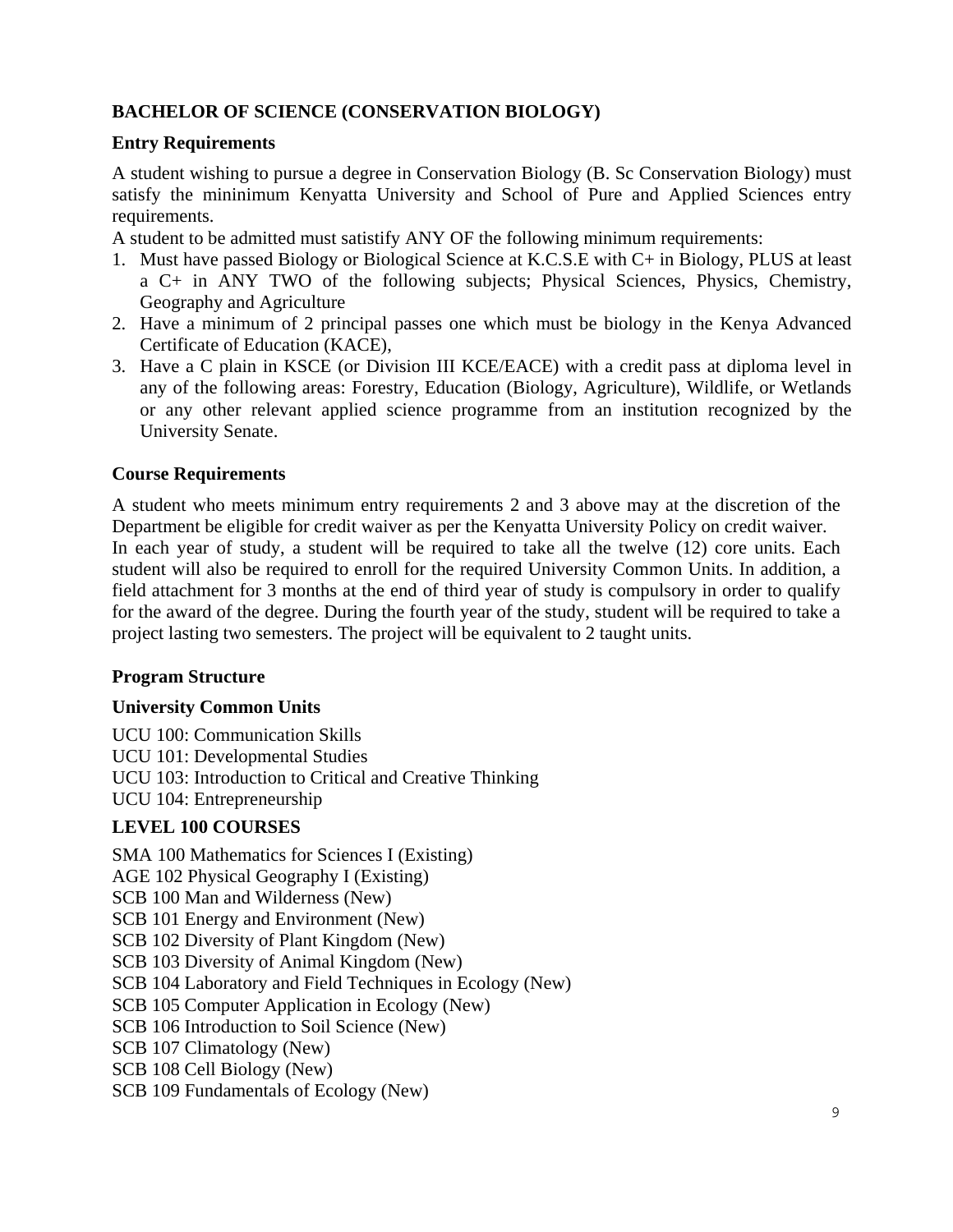## BACHELOR OF SCIENCE (CONSERVATION BIOLOGY)

### Entry Requirements

A student wishing to pursue a degree in Conservation Biology (B. Sc Conservation Biology) must satisfy the mininimum Kenyatta University and School of Pure and Applied Sciences entry requirements.

A student to be admitted must satistify ANY OF the following minimum requirements:

1. Must have passed Biology or Biological Science at K.C.S.E with C+ in Biology, PLUS at least a C+ in ANY TWO of the following subjects; Physical Sciences, Physics, Chemistry, Geography and Agriculture
2. Have a minimum of 2 principal passes one which must be biology in the Kenya Advanced Certificate of Education (KACE),
3. Have a C plain in KSCE (or Division III KCE/EACE) with a credit pass at diploma level in any of the following areas: Forestry, Education (Biology, Agriculture), Wildlife, or Wetlands or any other relevant applied science programme from an institution recognized by the University Senate.

### Course Requirements

A student who meets minimum entry requirements 2 and 3 above may at the discretion of the Department be eligible for credit waiver as per the Kenyatta University Policy on credit waiver.
In each year of study, a student will be required to take all the twelve (12) core units. Each student will also be required to enroll for the required University Common Units. In addition, a field attachment for 3 months at the end of third year of study is compulsory in order to qualify for the award of the degree. During the fourth year of the study, student will be required to take a project lasting two semesters. The project will be equivalent to 2 taught units.

### Program Structure

### University Common Units

UCU 100: Communication Skills
UCU 101: Developmental Studies
UCU 103: Introduction to Critical and Creative Thinking
UCU 104: Entrepreneurship

### LEVEL 100 COURSES

SMA 100 Mathematics for Sciences I (Existing)
AGE 102 Physical Geography I (Existing)
SCB 100 Man and Wilderness (New)
SCB 101 Energy and Environment (New)
SCB 102 Diversity of Plant Kingdom (New)
SCB 103 Diversity of Animal Kingdom (New)
SCB 104 Laboratory and Field Techniques in Ecology (New)
SCB 105 Computer Application in Ecology (New)
SCB 106 Introduction to Soil Science (New)
SCB 107 Climatology (New)
SCB 108 Cell Biology (New)
SCB 109 Fundamentals of Ecology (New)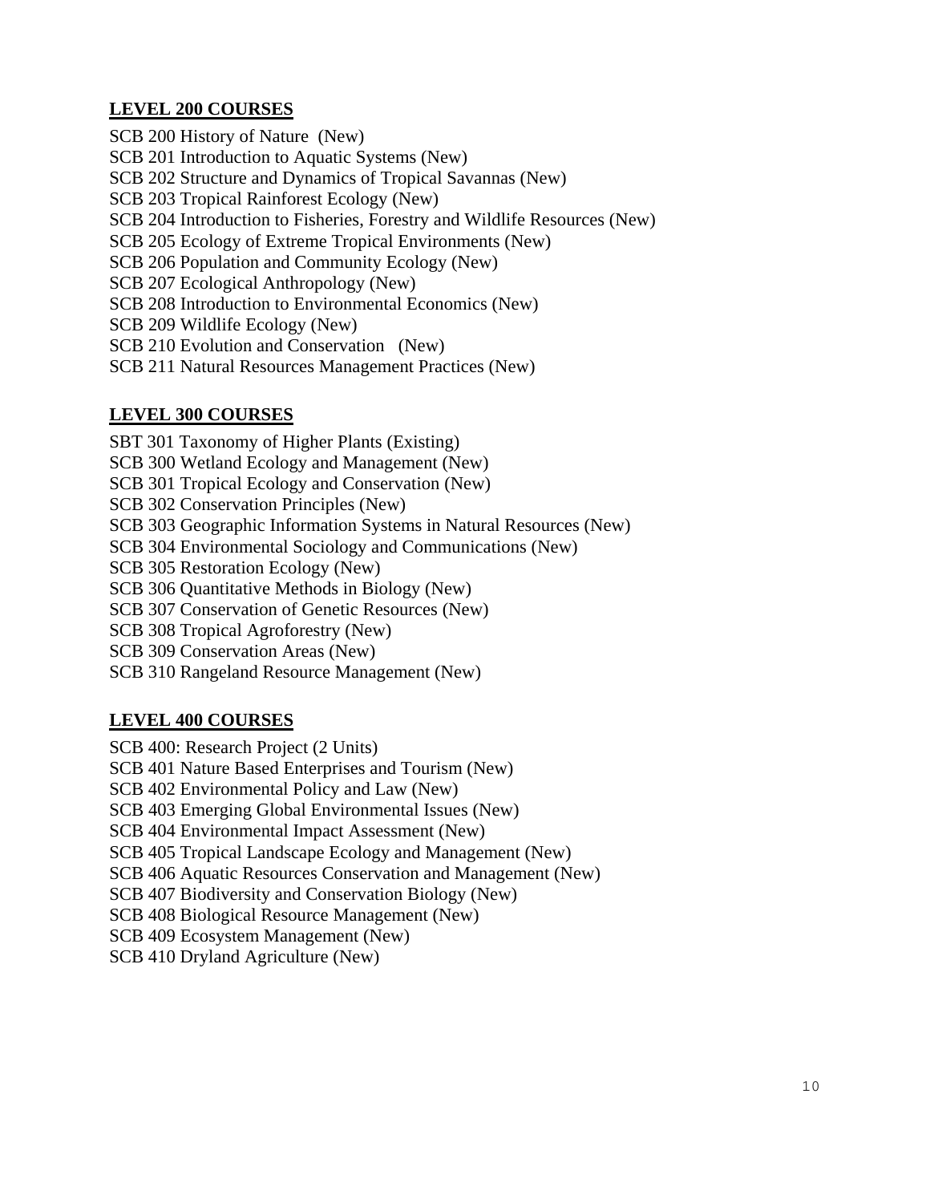**LEVEL 200 COURSES**

SCB 200 History of Nature (New)
SCB 201 Introduction to Aquatic Systems (New)
SCB 202 Structure and Dynamics of Tropical Savannas (New)
SCB 203 Tropical Rainforest Ecology (New)
SCB 204 Introduction to Fisheries, Forestry and Wildlife Resources (New)
SCB 205 Ecology of Extreme Tropical Environments (New)
SCB 206 Population and Community Ecology (New)
SCB 207 Ecological Anthropology (New)
SCB 208 Introduction to Environmental Economics (New)
SCB 209 Wildlife Ecology (New)
SCB 210 Evolution and Conservation (New)
SCB 211 Natural Resources Management Practices (New)

**LEVEL 300 COURSES**

SBT 301 Taxonomy of Higher Plants (Existing)
SCB 300 Wetland Ecology and Management (New)
SCB 301 Tropical Ecology and Conservation (New)
SCB 302 Conservation Principles (New)
SCB 303 Geographic Information Systems in Natural Resources (New)
SCB 304 Environmental Sociology and Communications (New)
SCB 305 Restoration Ecology (New)
SCB 306 Quantitative Methods in Biology (New)
SCB 307 Conservation of Genetic Resources (New)
SCB 308 Tropical Agroforestry (New)
SCB 309 Conservation Areas (New)
SCB 310 Rangeland Resource Management (New)

**LEVEL 400 COURSES**

SCB 400: Research Project (2 Units)
SCB 401 Nature Based Enterprises and Tourism (New)
SCB 402 Environmental Policy and Law (New)
SCB 403 Emerging Global Environmental Issues (New)
SCB 404 Environmental Impact Assessment (New)
SCB 405 Tropical Landscape Ecology and Management (New)
SCB 406 Aquatic Resources Conservation and Management (New)
SCB 407 Biodiversity and Conservation Biology (New)
SCB 408 Biological Resource Management (New)
SCB 409 Ecosystem Management (New)
SCB 410 Dryland Agriculture (New)